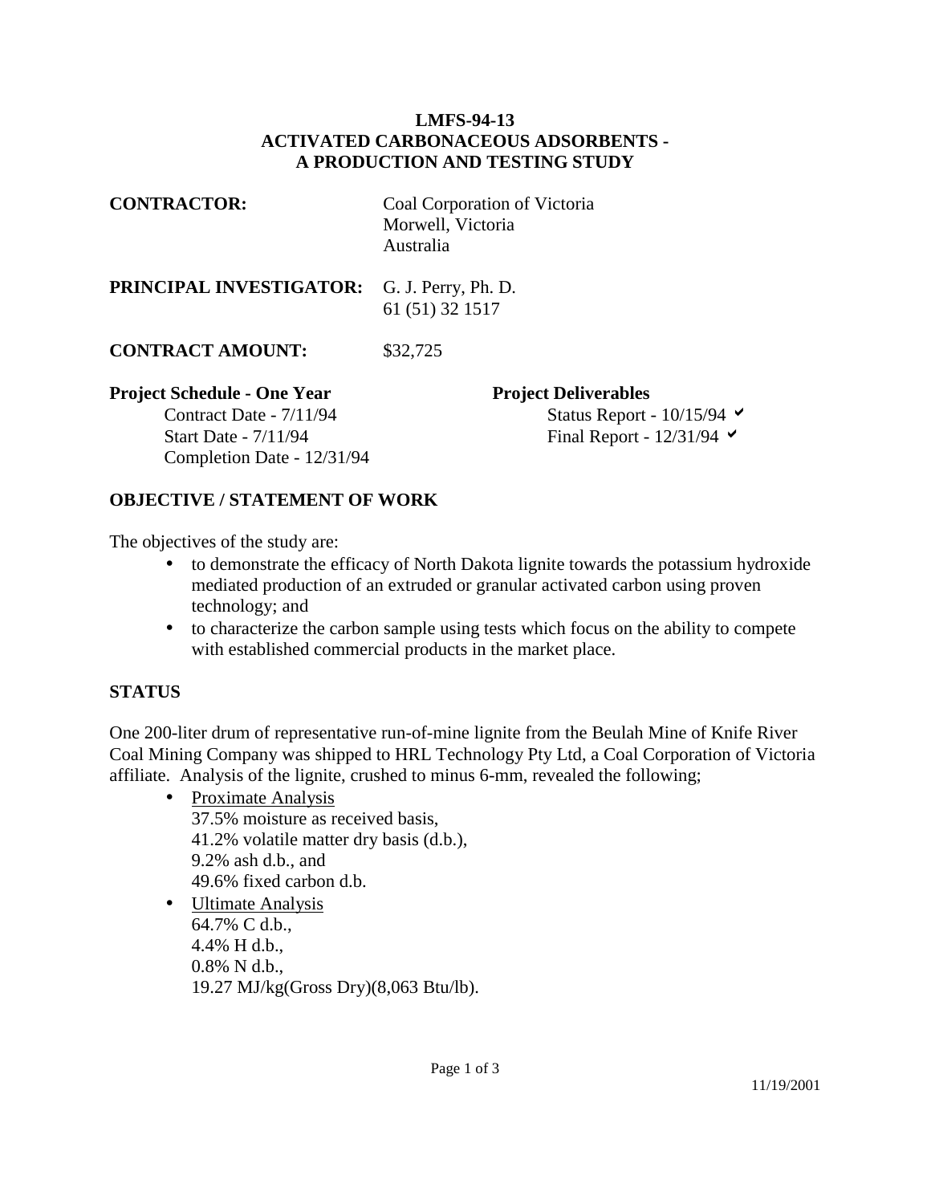# LMFS-94-13
# ACTIVATED CARBONACEOUS ADSORBENTS - A PRODUCTION AND TESTING STUDY

**CONTRACTOR:** Coal Corporation of Victoria
Morwell, Victoria
Australia

**PRINCIPAL INVESTIGATOR:** G. J. Perry, Ph. D.
61 (51) 32 1517

**CONTRACT AMOUNT:** $32,725

**Project Schedule - One Year**

Contract Date - 7/11/94
Start Date - 7/11/94
Completion Date - 12/31/94

**Project Deliverables**

Status Report - 10/15/94 ✔
Final Report - 12/31/94 ✔

## OBJECTIVE / STATEMENT OF WORK

The objectives of the study are:

- to demonstrate the efficacy of North Dakota lignite towards the potassium hydroxide mediated production of an extruded or granular activated carbon using proven technology; and
- to characterize the carbon sample using tests which focus on the ability to compete with established commercial products in the market place.

## STATUS

One 200-liter drum of representative run-of-mine lignite from the Beulah Mine of Knife River Coal Mining Company was shipped to HRL Technology Pty Ltd, a Coal Corporation of Victoria affiliate. Analysis of the lignite, crushed to minus 6-mm, revealed the following;

- Proximate Analysis
  37.5% moisture as received basis,
  41.2% volatile matter dry basis (d.b.),
  9.2% ash d.b., and
  49.6% fixed carbon d.b.
- Ultimate Analysis
  64.7% C d.b.,
  4.4% H d.b.,
  0.8% N d.b.,
  19.27 MJ/kg(Gross Dry)(8,063 Btu/lb).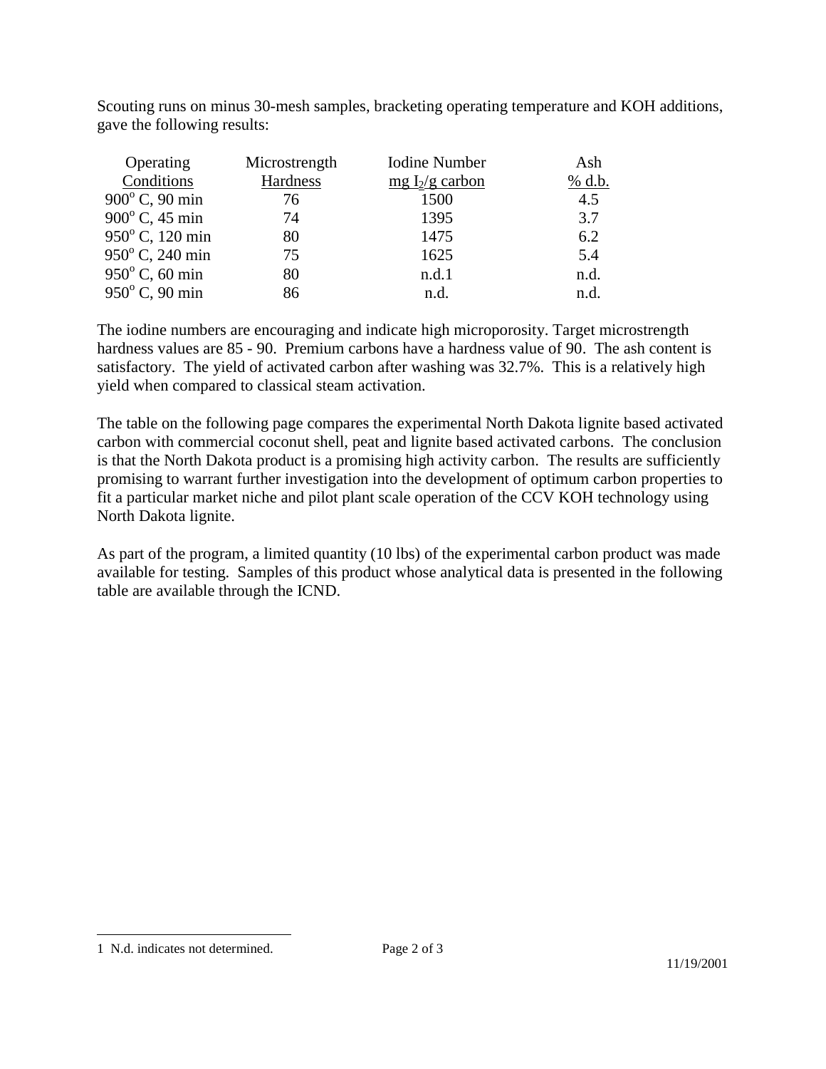Scouting runs on minus 30-mesh samples, bracketing operating temperature and KOH additions, gave the following results:

| Operating Conditions | Microstrength Hardness | Iodine Number mg $I_2$/g carbon | Ash % d.b. |
|---|---|---|---|
| 900° C, 90 min | 76 | 1500 | 4.5 |
| 900° C, 45 min | 74 | 1395 | 3.7 |
| 950° C, 120 min | 80 | 1475 | 6.2 |
| 950° C, 240 min | 75 | 1625 | 5.4 |
| 950° C, 60 min | 80 | n.d.[1] | n.d. |
| 950° C, 90 min | 86 | n.d. | n.d. |

The iodine numbers are encouraging and indicate high microporosity. Target microstrength hardness values are 85 - 90. Premium carbons have a hardness value of 90. The ash content is satisfactory. The yield of activated carbon after washing was 32.7%. This is a relatively high yield when compared to classical steam activation.

The table on the following page compares the experimental North Dakota lignite based activated carbon with commercial coconut shell, peat and lignite based activated carbons. The conclusion is that the North Dakota product is a promising high activity carbon. The results are sufficiently promising to warrant further investigation into the development of optimum carbon properties to fit a particular market niche and pilot plant scale operation of the CCV KOH technology using North Dakota lignite.

As part of the program, a limited quantity (10 lbs) of the experimental carbon product was made available for testing. Samples of this product whose analytical data is presented in the following table are available through the ICND.

[1] N.d. indicates not determined.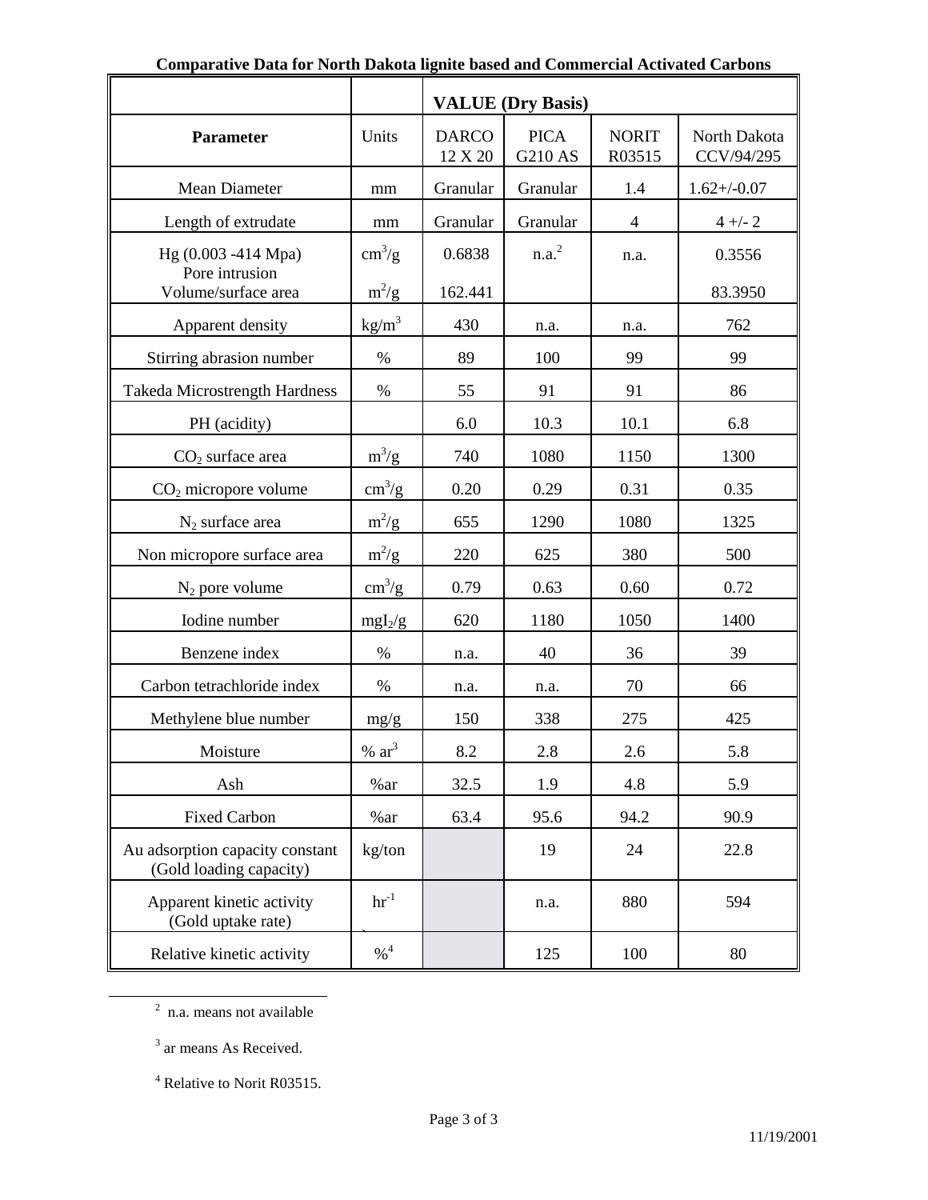**Comparative Data for North Dakota lignite based and Commercial Activated Carbons**

| | | **VALUE (Dry Basis)** | | | |
|---|---|---|---|---|---|
| **Parameter** | Units | DARCO 12 X 20 | PICA G210 AS | NORIT R03515 | North Dakota CCV/94/295 |
| Mean Diameter | mm | Granular | Granular | 1.4 | 1.62+/-0.07 |
| Length of extrudate | mm | Granular | Granular | 4 | 4 +/- 2 |
| Hg (0.003 -414 Mpa) Pore intrusion Volume/surface area | $cm^3/g$ $m^2/g$ | 0.6838 162.441 | n.a.[2] | n.a. | 0.3556 83.3950 |
| Apparent density | $kg/m^3$ | 430 | n.a. | n.a. | 762 |
| Stirring abrasion number | % | 89 | 100 | 99 | 99 |
| Takeda Microstrength Hardness | % | 55 | 91 | 91 | 86 |
| PH (acidity) | | 6.0 | 10.3 | 10.1 | 6.8 |
| $CO_2$ surface area | $m^3/g$ | 740 | 1080 | 1150 | 1300 |
| $CO_2$ micropore volume | $cm^3/g$ | 0.20 | 0.29 | 0.31 | 0.35 |
| $N_2$ surface area | $m^2/g$ | 655 | 1290 | 1080 | 1325 |
| Non micropore surface area | $m^2/g$ | 220 | 625 | 380 | 500 |
| $N_2$ pore volume | $cm^3/g$ | 0.79 | 0.63 | 0.60 | 0.72 |
| Iodine number | $mgI_2/g$ | 620 | 1180 | 1050 | 1400 |
| Benzene index | % | n.a. | 40 | 36 | 39 |
| Carbon tetrachloride index | % | n.a. | n.a. | 70 | 66 |
| Methylene blue number | mg/g | 150 | 338 | 275 | 425 |
| Moisture | % ar[3] | 8.2 | 2.8 | 2.6 | 5.8 |
| Ash | %ar | 32.5 | 1.9 | 4.8 | 5.9 |
| Fixed Carbon | %ar | 63.4 | 95.6 | 94.2 | 90.9 |
| Au adsorption capacity constant (Gold loading capacity) | kg/ton | | 19 | 24 | 22.8 |
| Apparent kinetic activity (Gold uptake rate) | $hr^{-1}$ | | n.a. | 880 | 594 |
| Relative kinetic activity | %[4] | | 125 | 100 | 80 |

[2] n.a. means not available

[3] ar means As Received.

[4] Relative to Norit R03515.

11/19/2001